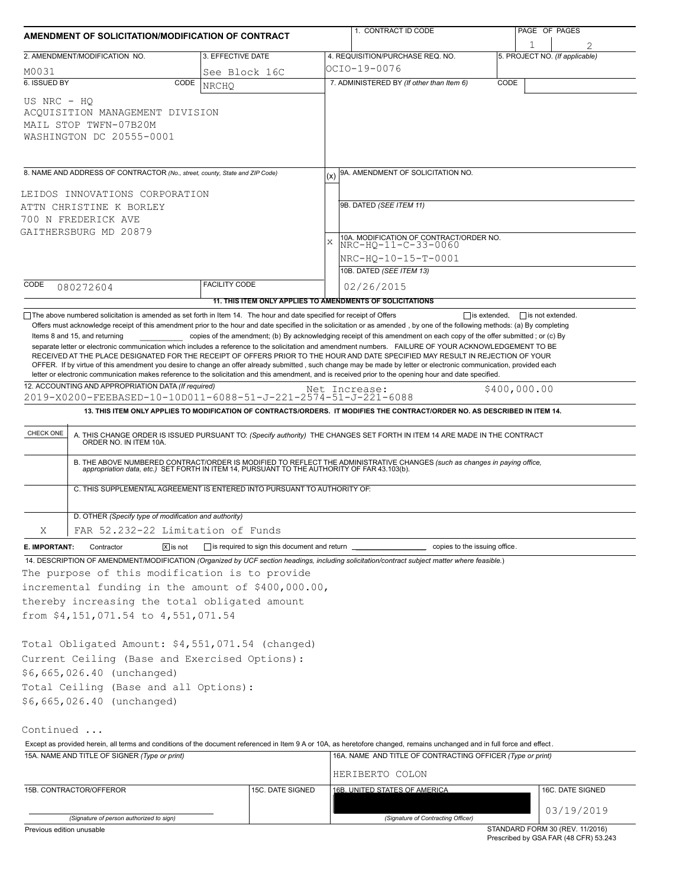# AMENDMENT OF SOLICITATION/MODIFICATION OF CONTRACT

| 1. CONTRACT ID CODE | PAGE OF PAGES |
|---|---|
| | 1 of 2 |

| 2. AMENDMENT/MODIFICATION NO. | 3. EFFECTIVE DATE | 4. REQUISITION/PURCHASE REQ. NO. | 5. PROJECT NO. (If applicable) |
|---|---|---|---|
| M0031 | See Block 16C | OCIO-19-0076 | |

**6. ISSUED BY** CODE NRCHQ

US NRC - HQ
ACQUISITION MANAGEMENT DIVISION
MAIL STOP TWFN-07B20M
WASHINGTON DC 20555-0001

**7. ADMINISTERED BY** (If other than Item 6) CODE

**8. NAME AND ADDRESS OF CONTRACTOR** (No., street, county, State and ZIP Code)

LEIDOS INNOVATIONS CORPORATION
ATTN CHRISTINE K BORLEY
700 N FREDERICK AVE
GAITHERSBURG MD 20879

CODE 080272604 FACILITY CODE

(x) 9A. AMENDMENT OF SOLICITATION NO.

9B. DATED (SEE ITEM 11)

X 10A. MODIFICATION OF CONTRACT/ORDER NO.
NRC-HQ-11-C-33-0060
NRC-HQ-10-15-T-0001

10B. DATED (SEE ITEM 13)
02/26/2015

**11. THIS ITEM ONLY APPLIES TO AMENDMENTS OF SOLICITATIONS**

☐ The above numbered solicitation is amended as set forth in Item 14. The hour and date specified for receipt of Offers ☐ is extended, ☐ is not extended.
Offers must acknowledge receipt of this amendment prior to the hour and date specified in the solicitation or as amended, by one of the following methods: (a) By completing Items 8 and 15, and returning __________ copies of the amendment; (b) By acknowledging receipt of this amendment on each copy of the offer submitted ; or (c) By separate letter or electronic communication which includes a reference to the solicitation and amendment numbers. FAILURE OF YOUR ACKNOWLEDGEMENT TO BE RECEIVED AT THE PLACE DESIGNATED FOR THE RECEIPT OF OFFERS PRIOR TO THE HOUR AND DATE SPECIFIED MAY RESULT IN REJECTION OF YOUR OFFER. If by virtue of this amendment you desire to change an offer already submitted , such change may be made by letter or electronic communication, provided each letter or electronic communication makes reference to the solicitation and this amendment, and is received prior to the opening hour and date specified.

**12. ACCOUNTING AND APPROPRIATION DATA** (If required)
2019-X0200-FEEBASED-10-10D011-6088-51-J-221-2574-51-J-221-6088 Net Increase: $400,000.00

**13. THIS ITEM ONLY APPLIES TO MODIFICATION OF CONTRACTS/ORDERS. IT MODIFIES THE CONTRACT/ORDER NO. AS DESCRIBED IN ITEM 14.**

| CHECK ONE | |
|---|---|
| | A. THIS CHANGE ORDER IS ISSUED PURSUANT TO: (Specify authority) THE CHANGES SET FORTH IN ITEM 14 ARE MADE IN THE CONTRACT ORDER NO. IN ITEM 10A. |
| | B. THE ABOVE NUMBERED CONTRACT/ORDER IS MODIFIED TO REFLECT THE ADMINISTRATIVE CHANGES (such as changes in paying office, appropriation data, etc.) SET FORTH IN ITEM 14, PURSUANT TO THE AUTHORITY OF FAR 43.103(b). |
| | C. THIS SUPPLEMENTAL AGREEMENT IS ENTERED INTO PURSUANT TO AUTHORITY OF: |
| X | D. OTHER (Specify type of modification and authority) FAR 52.232-22 Limitation of Funds |

**E. IMPORTANT:** Contractor ☒ is not ☐ is required to sign this document and return __________ copies to the issuing office.

**14. DESCRIPTION OF AMENDMENT/MODIFICATION** (Organized by UCF section headings, including solicitation/contract subject matter where feasible.)

The purpose of this modification is to provide incremental funding in the amount of $400,000.00, thereby increasing the total obligated amount from $4,151,071.54 to 4,551,071.54

Total Obligated Amount: $4,551,071.54 (changed)
Current Ceiling (Base and Exercised Options): $6,665,026.40 (unchanged)
Total Ceiling (Base and all Options): $6,665,026.40 (unchanged)

Continued ...

Except as provided herein, all terms and conditions of the document referenced in Item 9 A or 10A, as heretofore changed, remains unchanged and in full force and effect.

| 15A. NAME AND TITLE OF SIGNER (Type or print) | | 16A. NAME AND TITLE OF CONTRACTING OFFICER (Type or print) | |
|---|---|---|---|
| | | HERIBERTO COLON | |
| 15B. CONTRACTOR/OFFEROR | 15C. DATE SIGNED | 16B. UNITED STATES OF AMERICA | 16C. DATE SIGNED |
| (Signature of person authorized to sign) | | (Signature of Contracting Officer) | 03/19/2019 |

Previous edition unusable

STANDARD FORM 30 (REV. 11/2016)
Prescribed by GSA FAR (48 CFR) 53.243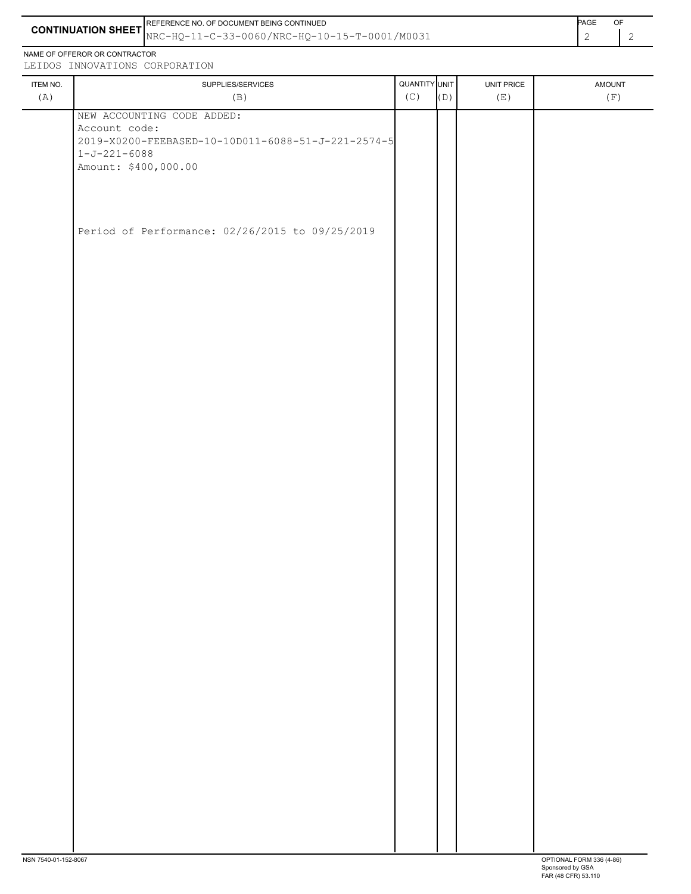**CONTINUATION SHEET**

REFERENCE NO. OF DOCUMENT BEING CONTINUED: NRC-HQ-11-C-33-0060/NRC-HQ-10-15-T-0001/M0031

NAME OF OFFEROR OR CONTRACTOR: LEIDOS INNOVATIONS CORPORATION

| ITEM NO. (A) | SUPPLIES/SERVICES (B) | QUANTITY (C) | UNIT (D) | UNIT PRICE (E) | AMOUNT (F) |
|---|---|---|---|---|---|
| | NEW ACCOUNTING CODE ADDED:<br>Account code:<br>2019-X0200-FEEBASED-10-10D011-6088-51-J-221-2574-51-J-221-6088<br>Amount: $400,000.00<br><br>Period of Performance: 02/26/2015 to 09/25/2019 | | | | |

NSN 7540-01-152-8067

OPTIONAL FORM 336 (4-86)
Sponsored by GSA
FAR (48 CFR) 53.110